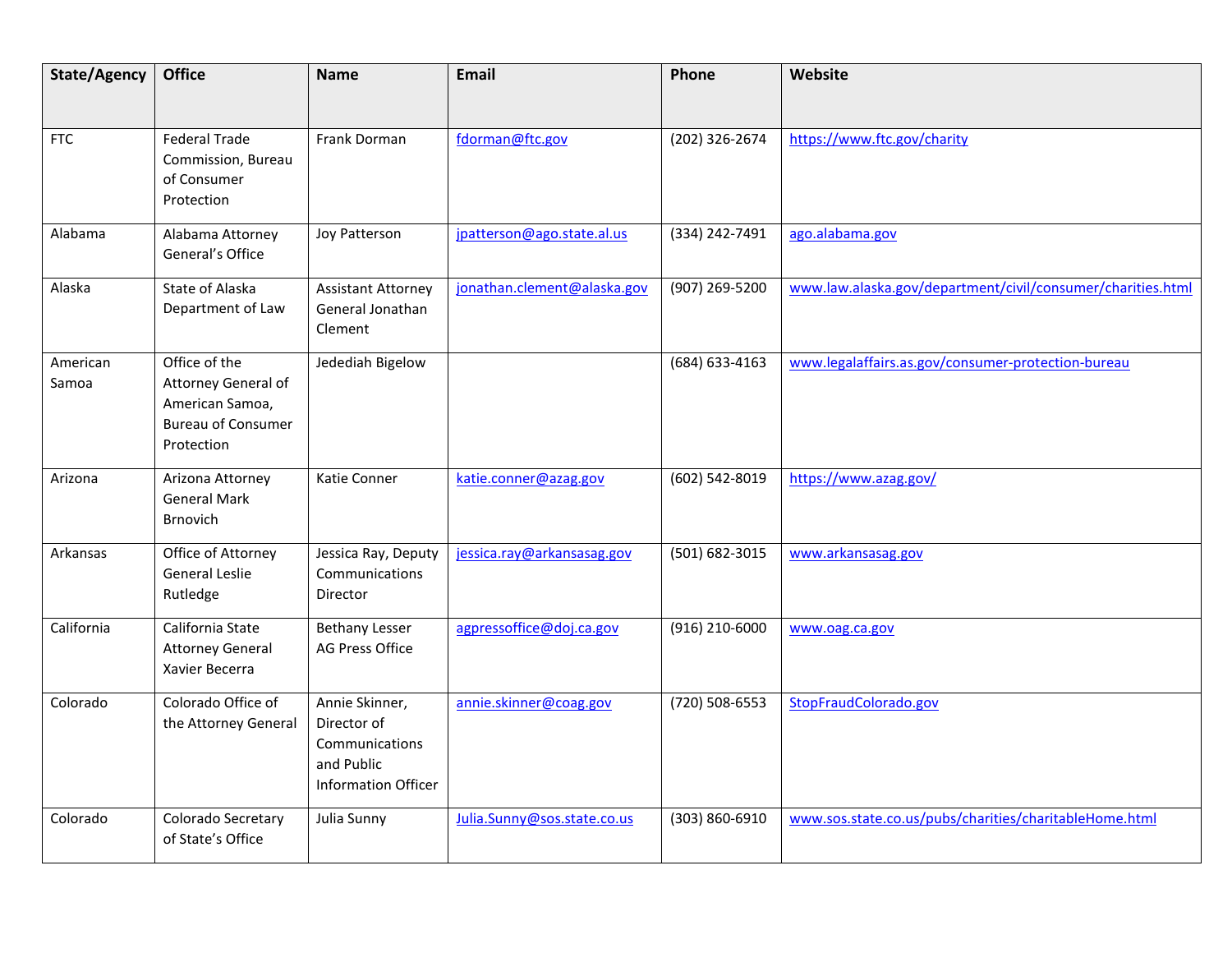| State/Agency | Office | Name | Email | Phone | Website |
|---|---|---|---|---|---|
| FTC | Federal Trade Commission, Bureau of Consumer Protection | Frank Dorman | fdorman@ftc.gov | (202) 326-2674 | https://www.ftc.gov/charity |
| Alabama | Alabama Attorney General's Office | Joy Patterson | jpatterson@ago.state.al.us | (334) 242-7491 | ago.alabama.gov |
| Alaska | State of Alaska Department of Law | Assistant Attorney General Jonathan Clement | jonathan.clement@alaska.gov | (907) 269-5200 | www.law.alaska.gov/department/civil/consumer/charities.html |
| American Samoa | Office of the Attorney General of American Samoa, Bureau of Consumer Protection | Jedediah Bigelow | | (684) 633-4163 | www.legalaffairs.as.gov/consumer-protection-bureau |
| Arizona | Arizona Attorney General Mark Brnovich | Katie Conner | katie.conner@azag.gov | (602) 542-8019 | https://www.azag.gov/ |
| Arkansas | Office of Attorney General Leslie Rutledge | Jessica Ray, Deputy Communications Director | jessica.ray@arkansasag.gov | (501) 682-3015 | www.arkansasag.gov |
| California | California State Attorney General Xavier Becerra | Bethany Lesser AG Press Office | agpressoffice@doj.ca.gov | (916) 210-6000 | www.oag.ca.gov |
| Colorado | Colorado Office of the Attorney General | Annie Skinner, Director of Communications and Public Information Officer | annie.skinner@coag.gov | (720) 508-6553 | StopFraudColorado.gov |
| Colorado | Colorado Secretary of State's Office | Julia Sunny | Julia.Sunny@sos.state.co.us | (303) 860-6910 | www.sos.state.co.us/pubs/charities/charitableHome.html |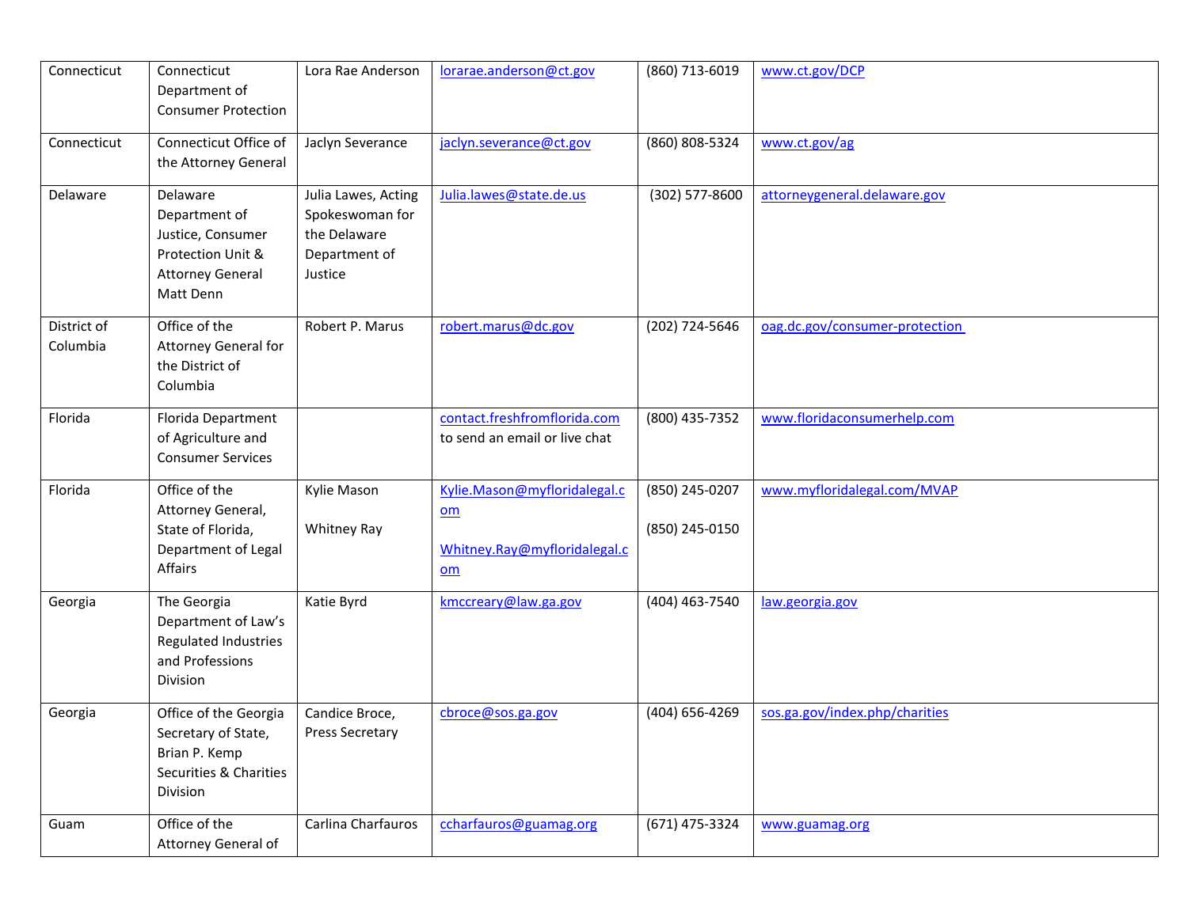| Connecticut | Connecticut Department of Consumer Protection | Lora Rae Anderson | lorarae.anderson@ct.gov | (860) 713-6019 | www.ct.gov/DCP |
|---|---|---|---|---|---|
| Connecticut | Connecticut Office of the Attorney General | Jaclyn Severance | jaclyn.severance@ct.gov | (860) 808-5324 | www.ct.gov/ag |
| Delaware | Delaware Department of Justice, Consumer Protection Unit & Attorney General Matt Denn | Julia Lawes, Acting Spokeswoman for the Delaware Department of Justice | Julia.lawes@state.de.us | (302) 577-8600 | attorneygeneral.delaware.gov |
| District of Columbia | Office of the Attorney General for the District of Columbia | Robert P. Marus | robert.marus@dc.gov | (202) 724-5646 | oag.dc.gov/consumer-protection |
| Florida | Florida Department of Agriculture and Consumer Services | | contact.freshfromflorida.com to send an email or live chat | (800) 435-7352 | www.floridaconsumerhelp.com |
| Florida | Office of the Attorney General, State of Florida, Department of Legal Affairs | Kylie Mason<br><br>Whitney Ray | Kylie.Mason@myfloridalegal.com<br><br>Whitney.Ray@myfloridalegal.com | (850) 245-0207<br><br>(850) 245-0150 | www.myfloridalegal.com/MVAP |
| Georgia | The Georgia Department of Law's Regulated Industries and Professions Division | Katie Byrd | kmccreary@law.ga.gov | (404) 463-7540 | law.georgia.gov |
| Georgia | Office of the Georgia Secretary of State, Brian P. Kemp Securities & Charities Division | Candice Broce, Press Secretary | cbroce@sos.ga.gov | (404) 656-4269 | sos.ga.gov/index.php/charities |
| Guam | Office of the Attorney General of | Carlina Charfauros | ccharfauros@guamag.org | (671) 475-3324 | www.guamag.org |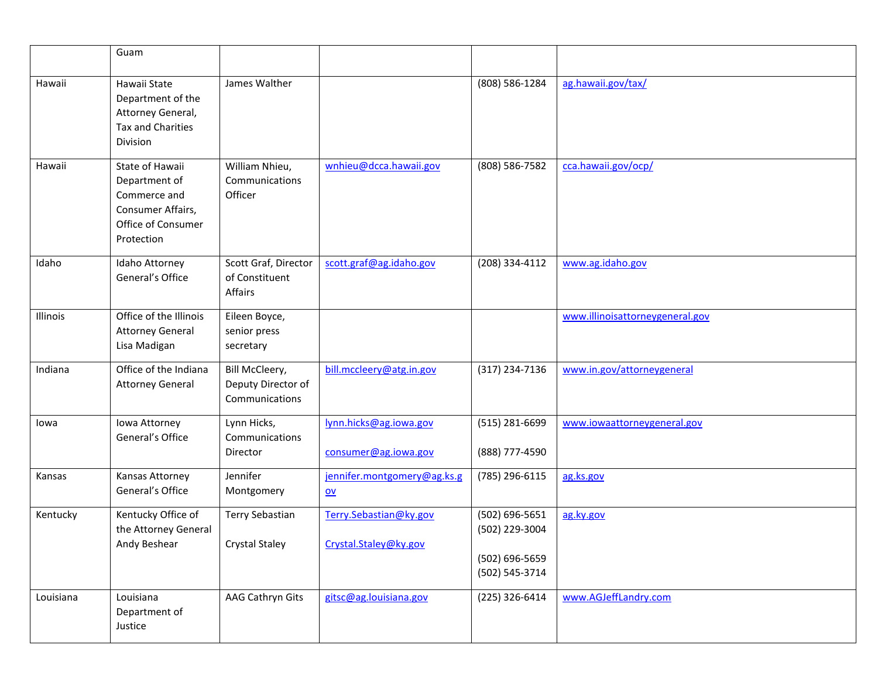| | | | | | |
|---|---|---|---|---|---|
| | Guam | | | | |
| Hawaii | Hawaii State Department of the Attorney General, Tax and Charities Division | James Walther | | (808) 586-1284 | ag.hawaii.gov/tax/ |
| Hawaii | State of Hawaii Department of Commerce and Consumer Affairs, Office of Consumer Protection | William Nhieu, Communications Officer | wnhieu@dcca.hawaii.gov | (808) 586-7582 | cca.hawaii.gov/ocp/ |
| Idaho | Idaho Attorney General's Office | Scott Graf, Director of Constituent Affairs | scott.graf@ag.idaho.gov | (208) 334-4112 | www.ag.idaho.gov |
| Illinois | Office of the Illinois Attorney General Lisa Madigan | Eileen Boyce, senior press secretary | | | www.illinoisattorneygeneral.gov |
| Indiana | Office of the Indiana Attorney General | Bill McCleery, Deputy Director of Communications | bill.mccleery@atg.in.gov | (317) 234-7136 | www.in.gov/attorneygeneral |
| Iowa | Iowa Attorney General's Office | Lynn Hicks, Communications Director | lynn.hicks@ag.iowa.gov<br>consumer@ag.iowa.gov | (515) 281-6699<br>(888) 777-4590 | www.iowaattorneygeneral.gov |
| Kansas | Kansas Attorney General's Office | Jennifer Montgomery | jennifer.montgomery@ag.ks.gov | (785) 296-6115 | ag.ks.gov |
| Kentucky | Kentucky Office of the Attorney General Andy Beshear | Terry Sebastian<br>Crystal Staley | Terry.Sebastian@ky.gov<br>Crystal.Staley@ky.gov | (502) 696-5651<br>(502) 229-3004<br>(502) 696-5659<br>(502) 545-3714 | ag.ky.gov |
| Louisiana | Louisiana Department of Justice | AAG Cathryn Gits | gitsc@ag.louisiana.gov | (225) 326-6414 | www.AGJeffLandry.com |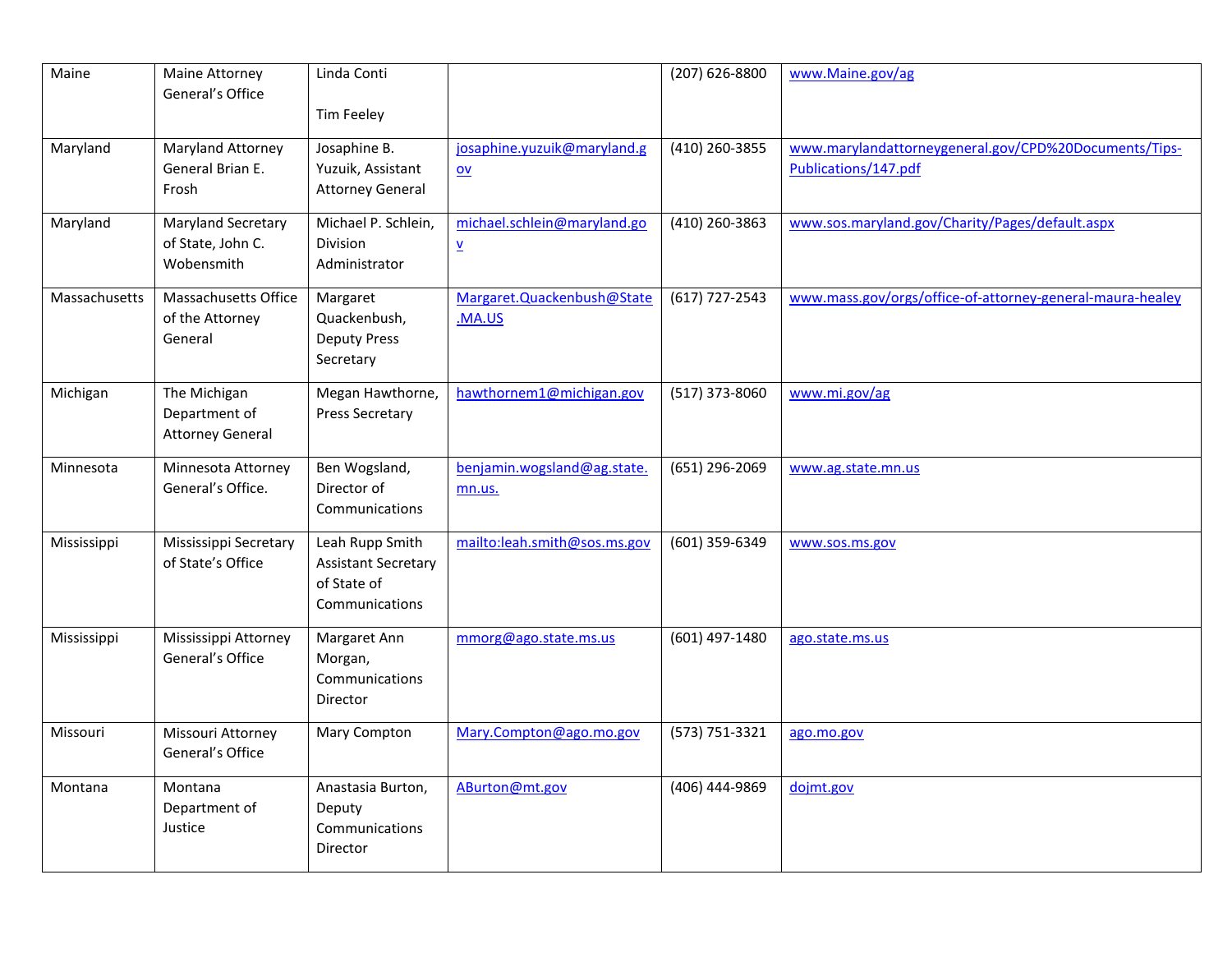| Maine | Maine Attorney General's Office | Linda Conti<br><br>Tim Feeley | | (207) 626-8800 | www.Maine.gov/ag |
|---|---|---|---|---|---|
| Maryland | Maryland Attorney General Brian E. Frosh | Josaphine B. Yuzuik, Assistant Attorney General | josaphine.yuzuik@maryland.gov | (410) 260-3855 | www.marylandattorneygeneral.gov/CPD%20Documents/Tips-Publications/147.pdf |
| Maryland | Maryland Secretary of State, John C. Wobensmith | Michael P. Schlein, Division Administrator | michael.schlein@maryland.gov | (410) 260-3863 | www.sos.maryland.gov/Charity/Pages/default.aspx |
| Massachusetts | Massachusetts Office of the Attorney General | Margaret Quackenbush, Deputy Press Secretary | Margaret.Quackenbush@State.MA.US | (617) 727-2543 | www.mass.gov/orgs/office-of-attorney-general-maura-healey |
| Michigan | The Michigan Department of Attorney General | Megan Hawthorne, Press Secretary | hawthornem1@michigan.gov | (517) 373-8060 | www.mi.gov/ag |
| Minnesota | Minnesota Attorney General's Office. | Ben Wogsland, Director of Communications | benjamin.wogsland@ag.state.mn.us. | (651) 296-2069 | www.ag.state.mn.us |
| Mississippi | Mississippi Secretary of State's Office | Leah Rupp Smith Assistant Secretary of State of Communications | mailto:leah.smith@sos.ms.gov | (601) 359-6349 | www.sos.ms.gov |
| Mississippi | Mississippi Attorney General's Office | Margaret Ann Morgan, Communications Director | mmorg@ago.state.ms.us | (601) 497-1480 | ago.state.ms.us |
| Missouri | Missouri Attorney General's Office | Mary Compton | Mary.Compton@ago.mo.gov | (573) 751-3321 | ago.mo.gov |
| Montana | Montana Department of Justice | Anastasia Burton, Deputy Communications Director | ABurton@mt.gov | (406) 444-9869 | dojmt.gov |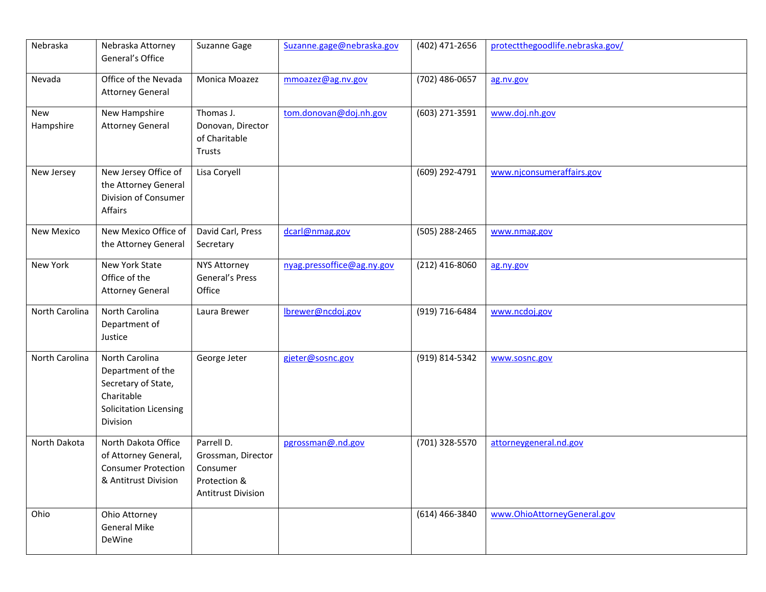| Nebraska | Nebraska Attorney General's Office | Suzanne Gage | Suzanne.gage@nebraska.gov | (402) 471-2656 | protectthegoodlife.nebraska.gov/ |
|---|---|---|---|---|---|
| Nevada | Office of the Nevada Attorney General | Monica Moazez | mmoazez@ag.nv.gov | (702) 486-0657 | ag.nv.gov |
| New Hampshire | New Hampshire Attorney General | Thomas J. Donovan, Director of Charitable Trusts | tom.donovan@doj.nh.gov | (603) 271-3591 | www.doj.nh.gov |
| New Jersey | New Jersey Office of the Attorney General Division of Consumer Affairs | Lisa Coryell | | (609) 292-4791 | www.njconsumeraffairs.gov |
| New Mexico | New Mexico Office of the Attorney General | David Carl, Press Secretary | dcarl@nmag.gov | (505) 288-2465 | www.nmag.gov |
| New York | New York State Office of the Attorney General | NYS Attorney General's Press Office | nyag.pressoffice@ag.ny.gov | (212) 416-8060 | ag.ny.gov |
| North Carolina | North Carolina Department of Justice | Laura Brewer | lbrewer@ncdoj.gov | (919) 716-6484 | www.ncdoj.gov |
| North Carolina | North Carolina Department of the Secretary of State, Charitable Solicitation Licensing Division | George Jeter | gjeter@sosnc.gov | (919) 814-5342 | www.sosnc.gov |
| North Dakota | North Dakota Office of Attorney General, Consumer Protection & Antitrust Division | Parrell D. Grossman, Director Consumer Protection & Antitrust Division | pgrossman@.nd.gov | (701) 328-5570 | attorneygeneral.nd.gov |
| Ohio | Ohio Attorney General Mike DeWine | | | (614) 466-3840 | www.OhioAttorneyGeneral.gov |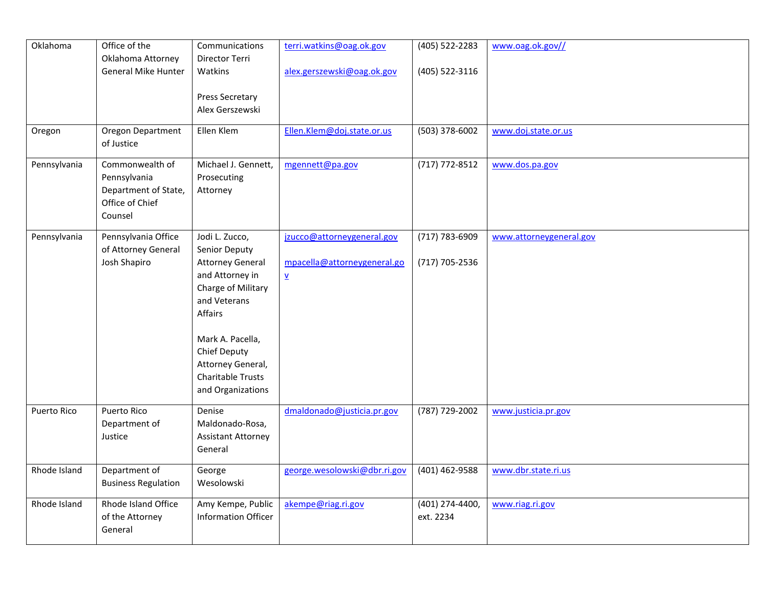| Oklahoma | Office of the Oklahoma Attorney General Mike Hunter | Communications Director Terri Watkins<br><br>Press Secretary Alex Gerszewski | terri.watkins@oag.ok.gov<br><br>alex.gerszewski@oag.ok.gov | (405) 522-2283<br><br>(405) 522-3116 | www.oag.ok.gov// |
|---|---|---|---|---|---|
| Oregon | Oregon Department of Justice | Ellen Klem | Ellen.Klem@doj.state.or.us | (503) 378-6002 | www.doj.state.or.us |
| Pennsylvania | Commonwealth of Pennsylvania Department of State, Office of Chief Counsel | Michael J. Gennett, Prosecuting Attorney | mgennett@pa.gov | (717) 772-8512 | www.dos.pa.gov |
| Pennsylvania | Pennsylvania Office of Attorney General Josh Shapiro | Jodi L. Zucco, Senior Deputy Attorney General and Attorney in Charge of Military and Veterans Affairs<br><br>Mark A. Pacella, Chief Deputy Attorney General, Charitable Trusts and Organizations | jzucco@attorneygeneral.gov<br><br>mpacella@attorneygeneral.gov | (717) 783-6909<br><br>(717) 705-2536 | www.attorneygeneral.gov |
| Puerto Rico | Puerto Rico Department of Justice | Denise Maldonado-Rosa, Assistant Attorney General | dmaldonado@justicia.pr.gov | (787) 729-2002 | www.justicia.pr.gov |
| Rhode Island | Department of Business Regulation | George Wesolowski | george.wesolowski@dbr.ri.gov | (401) 462-9588 | www.dbr.state.ri.us |
| Rhode Island | Rhode Island Office of the Attorney General | Amy Kempe, Public Information Officer | akempe@riag.ri.gov | (401) 274-4400, ext. 2234 | www.riag.ri.gov |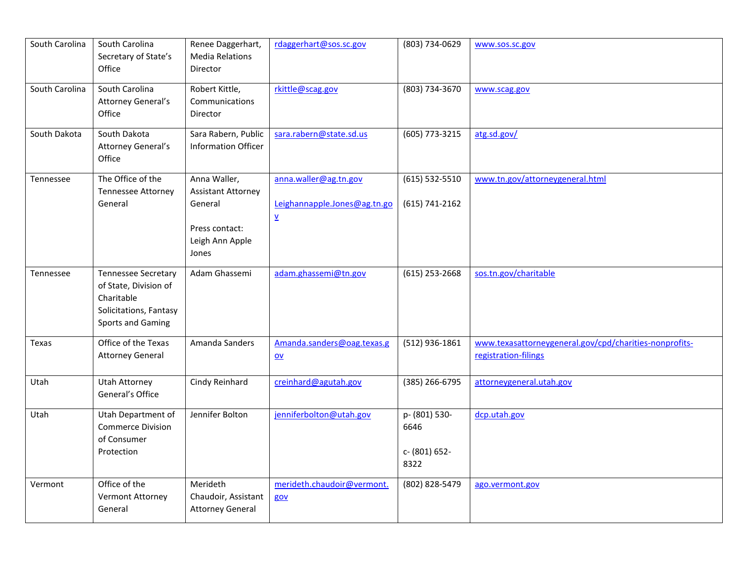| South Carolina | South Carolina Secretary of State's Office | Renee Daggerhart, Media Relations Director | rdaggerhart@sos.sc.gov | (803) 734-0629 | www.sos.sc.gov |
|---|---|---|---|---|---|
| South Carolina | South Carolina Attorney General's Office | Robert Kittle, Communications Director | rkittle@scag.gov | (803) 734-3670 | www.scag.gov |
| South Dakota | South Dakota Attorney General's Office | Sara Rabern, Public Information Officer | sara.rabern@state.sd.us | (605) 773-3215 | atg.sd.gov/ |
| Tennessee | The Office of the Tennessee Attorney General | Anna Waller, Assistant Attorney General<br><br>Press contact: Leigh Ann Apple Jones | anna.waller@ag.tn.gov<br><br>Leighannapple.Jones@ag.tn.gov | (615) 532-5510<br><br>(615) 741-2162 | www.tn.gov/attorneygeneral.html |
| Tennessee | Tennessee Secretary of State, Division of Charitable Solicitations, Fantasy Sports and Gaming | Adam Ghassemi | adam.ghassemi@tn.gov | (615) 253-2668 | sos.tn.gov/charitable |
| Texas | Office of the Texas Attorney General | Amanda Sanders | Amanda.sanders@oag.texas.gov | (512) 936-1861 | www.texasattorneygeneral.gov/cpd/charities-nonprofits-registration-filings |
| Utah | Utah Attorney General's Office | Cindy Reinhard | creinhard@agutah.gov | (385) 266-6795 | attorneygeneral.utah.gov |
| Utah | Utah Department of Commerce Division of Consumer Protection | Jennifer Bolton | jenniferbolton@utah.gov | p- (801) 530-6646<br><br>c- (801) 652-8322 | dcp.utah.gov |
| Vermont | Office of the Vermont Attorney General | Merideth Chaudoir, Assistant Attorney General | merideth.chaudoir@vermont.gov | (802) 828-5479 | ago.vermont.gov |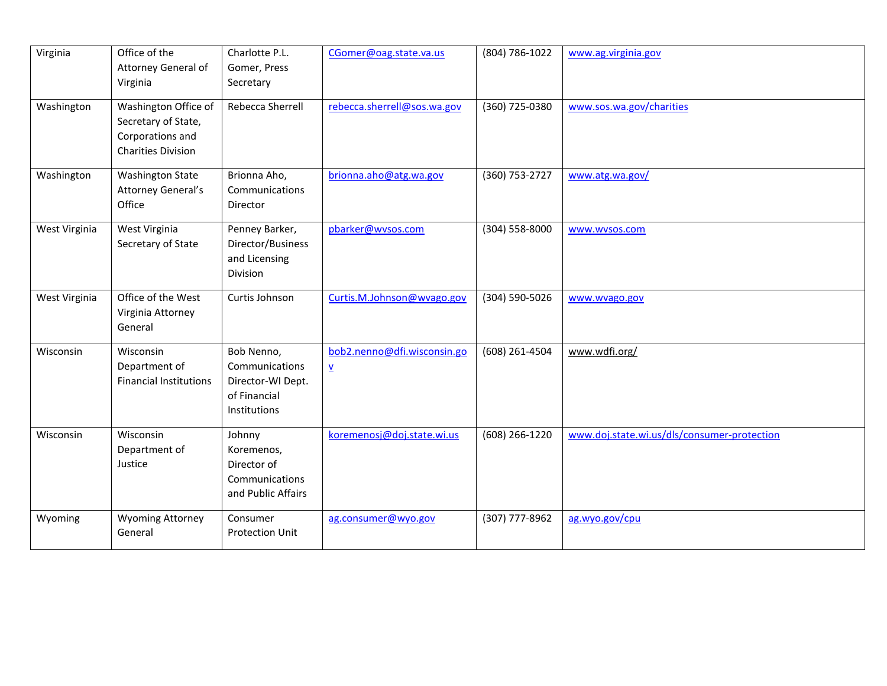| | | | | | |
|---|---|---|---|---|---|
| Virginia | Office of the Attorney General of Virginia | Charlotte P.L. Gomer, Press Secretary | CGomer@oag.state.va.us | (804) 786-1022 | www.ag.virginia.gov |
| Washington | Washington Office of Secretary of State, Corporations and Charities Division | Rebecca Sherrell | rebecca.sherrell@sos.wa.gov | (360) 725-0380 | www.sos.wa.gov/charities |
| Washington | Washington State Attorney General's Office | Brionna Aho, Communications Director | brionna.aho@atg.wa.gov | (360) 753-2727 | www.atg.wa.gov/ |
| West Virginia | West Virginia Secretary of State | Penney Barker, Director/Business and Licensing Division | pbarker@wvsos.com | (304) 558-8000 | www.wvsos.com |
| West Virginia | Office of the West Virginia Attorney General | Curtis Johnson | Curtis.M.Johnson@wvago.gov | (304) 590-5026 | www.wvago.gov |
| Wisconsin | Wisconsin Department of Financial Institutions | Bob Nenno, Communications Director-WI Dept. of Financial Institutions | bob2.nenno@dfi.wisconsin.gov | (608) 261-4504 | www.wdfi.org/ |
| Wisconsin | Wisconsin Department of Justice | Johnny Koremenos, Director of Communications and Public Affairs | koremenosj@doj.state.wi.us | (608) 266-1220 | www.doj.state.wi.us/dls/consumer-protection |
| Wyoming | Wyoming Attorney General | Consumer Protection Unit | ag.consumer@wyo.gov | (307) 777-8962 | ag.wyo.gov/cpu |